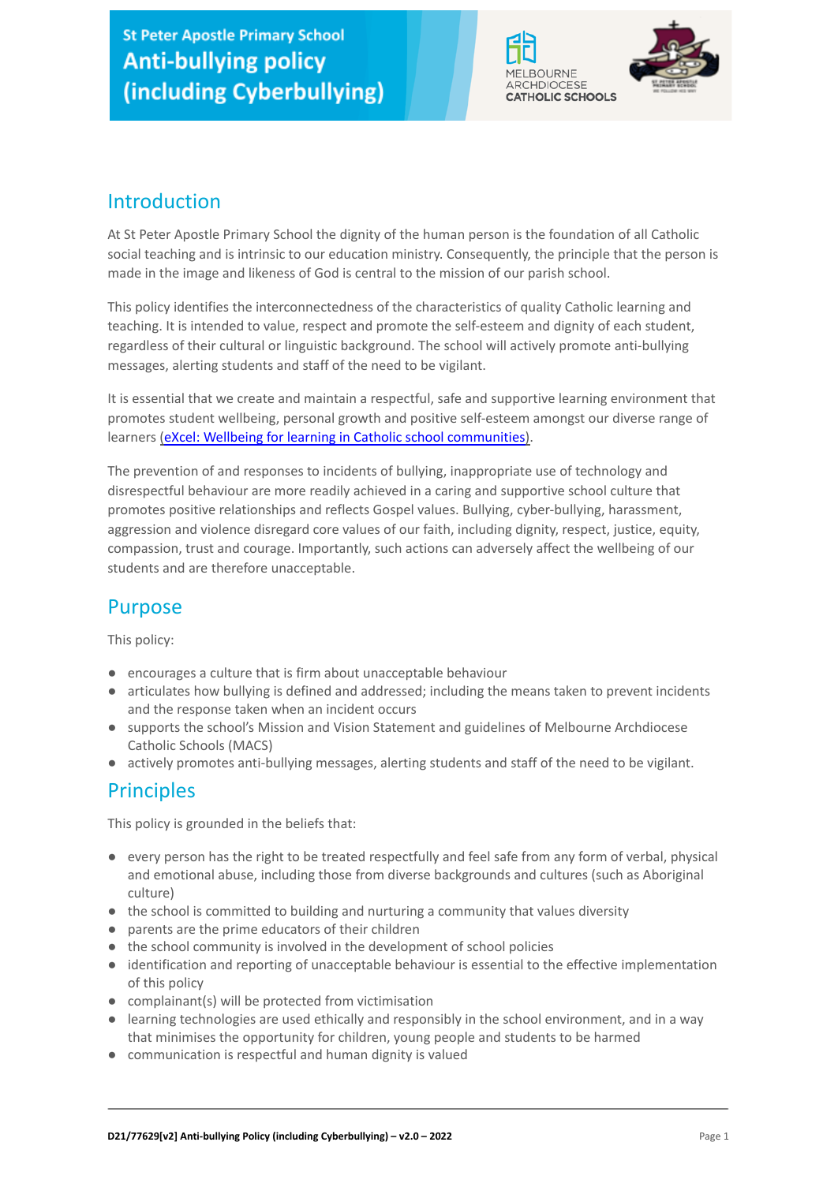# St Peter Apostle Primary School
# Anti-bullying policy (including Cyberbullying)

MELBOURNE ARCHDIOCESE CATHOLIC SCHOOLS

## Introduction

At St Peter Apostle Primary School the dignity of the human person is the foundation of all Catholic social teaching and is intrinsic to our education ministry. Consequently, the principle that the person is made in the image and likeness of God is central to the mission of our parish school.

This policy identifies the interconnectedness of the characteristics of quality Catholic learning and teaching. It is intended to value, respect and promote the self-esteem and dignity of each student, regardless of their cultural or linguistic background. The school will actively promote anti-bullying messages, alerting students and staff of the need to be vigilant.

It is essential that we create and maintain a respectful, safe and supportive learning environment that promotes student wellbeing, personal growth and positive self-esteem amongst our diverse range of learners (eXcel: Wellbeing for learning in Catholic school communities).

The prevention of and responses to incidents of bullying, inappropriate use of technology and disrespectful behaviour are more readily achieved in a caring and supportive school culture that promotes positive relationships and reflects Gospel values. Bullying, cyber-bullying, harassment, aggression and violence disregard core values of our faith, including dignity, respect, justice, equity, compassion, trust and courage. Importantly, such actions can adversely affect the wellbeing of our students and are therefore unacceptable.

## Purpose

This policy:

- encourages a culture that is firm about unacceptable behaviour
- articulates how bullying is defined and addressed; including the means taken to prevent incidents and the response taken when an incident occurs
- supports the school's Mission and Vision Statement and guidelines of Melbourne Archdiocese Catholic Schools (MACS)
- actively promotes anti-bullying messages, alerting students and staff of the need to be vigilant.

## Principles

This policy is grounded in the beliefs that:

- every person has the right to be treated respectfully and feel safe from any form of verbal, physical and emotional abuse, including those from diverse backgrounds and cultures (such as Aboriginal culture)
- the school is committed to building and nurturing a community that values diversity
- parents are the prime educators of their children
- the school community is involved in the development of school policies
- identification and reporting of unacceptable behaviour is essential to the effective implementation of this policy
- complainant(s) will be protected from victimisation
- learning technologies are used ethically and responsibly in the school environment, and in a way that minimises the opportunity for children, young people and students to be harmed
- communication is respectful and human dignity is valued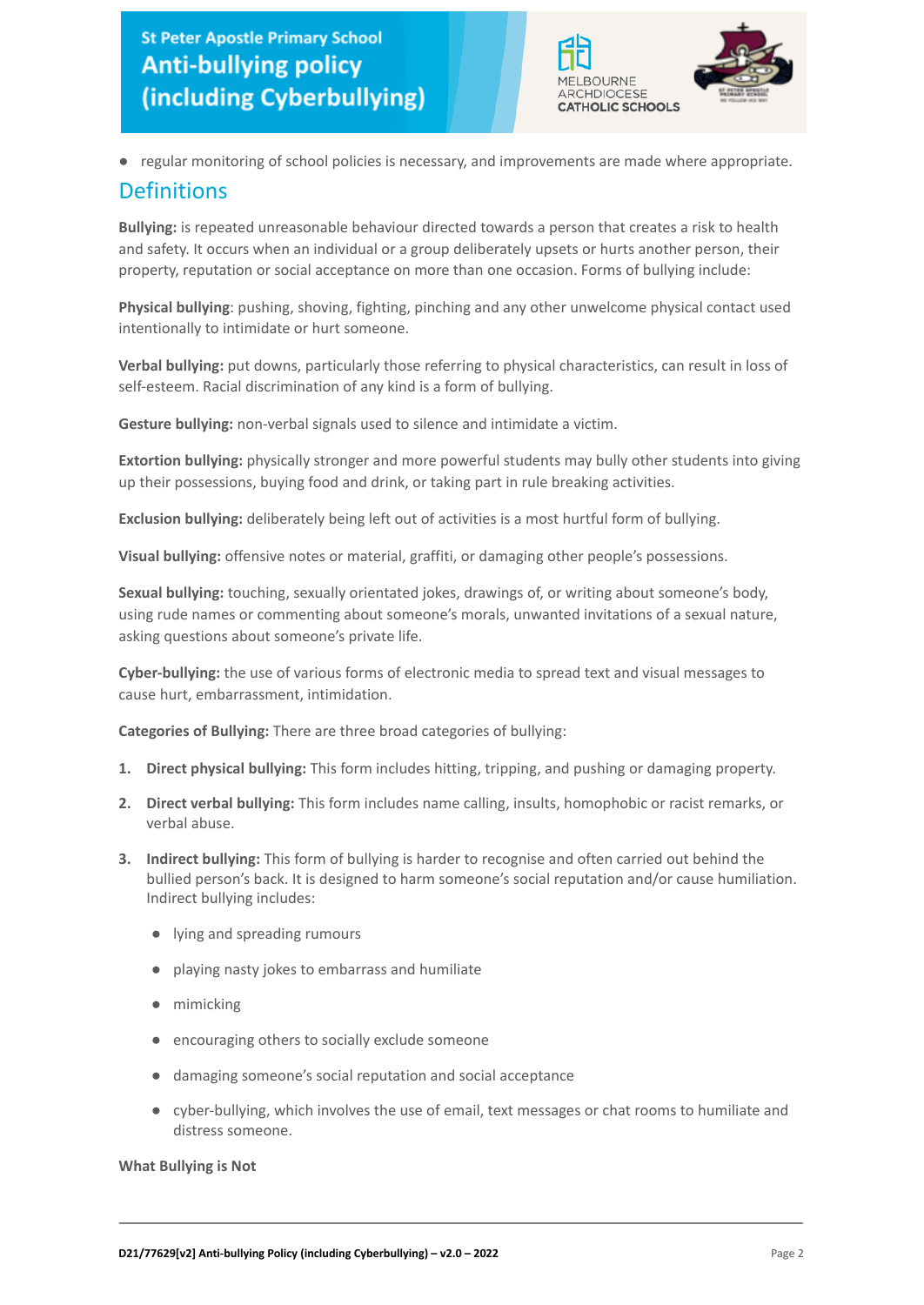- regular monitoring of school policies is necessary, and improvements are made where appropriate.

## Definitions

**Bullying:** is repeated unreasonable behaviour directed towards a person that creates a risk to health and safety. It occurs when an individual or a group deliberately upsets or hurts another person, their property, reputation or social acceptance on more than one occasion. Forms of bullying include:

**Physical bullying**: pushing, shoving, fighting, pinching and any other unwelcome physical contact used intentionally to intimidate or hurt someone.

**Verbal bullying:** put downs, particularly those referring to physical characteristics, can result in loss of self-esteem. Racial discrimination of any kind is a form of bullying.

**Gesture bullying:** non-verbal signals used to silence and intimidate a victim.

**Extortion bullying:** physically stronger and more powerful students may bully other students into giving up their possessions, buying food and drink, or taking part in rule breaking activities.

**Exclusion bullying:** deliberately being left out of activities is a most hurtful form of bullying.

**Visual bullying:** offensive notes or material, graffiti, or damaging other people's possessions.

**Sexual bullying:** touching, sexually orientated jokes, drawings of, or writing about someone's body, using rude names or commenting about someone's morals, unwanted invitations of a sexual nature, asking questions about someone's private life.

**Cyber-bullying:** the use of various forms of electronic media to spread text and visual messages to cause hurt, embarrassment, intimidation.

**Categories of Bullying:** There are three broad categories of bullying:

1. **Direct physical bullying:** This form includes hitting, tripping, and pushing or damaging property.
2. **Direct verbal bullying:** This form includes name calling, insults, homophobic or racist remarks, or verbal abuse.
3. **Indirect bullying:** This form of bullying is harder to recognise and often carried out behind the bullied person's back. It is designed to harm someone's social reputation and/or cause humiliation. Indirect bullying includes:
   - lying and spreading rumours
   - playing nasty jokes to embarrass and humiliate
   - mimicking
   - encouraging others to socially exclude someone
   - damaging someone's social reputation and social acceptance
   - cyber-bullying, which involves the use of email, text messages or chat rooms to humiliate and distress someone.

**What Bullying is Not**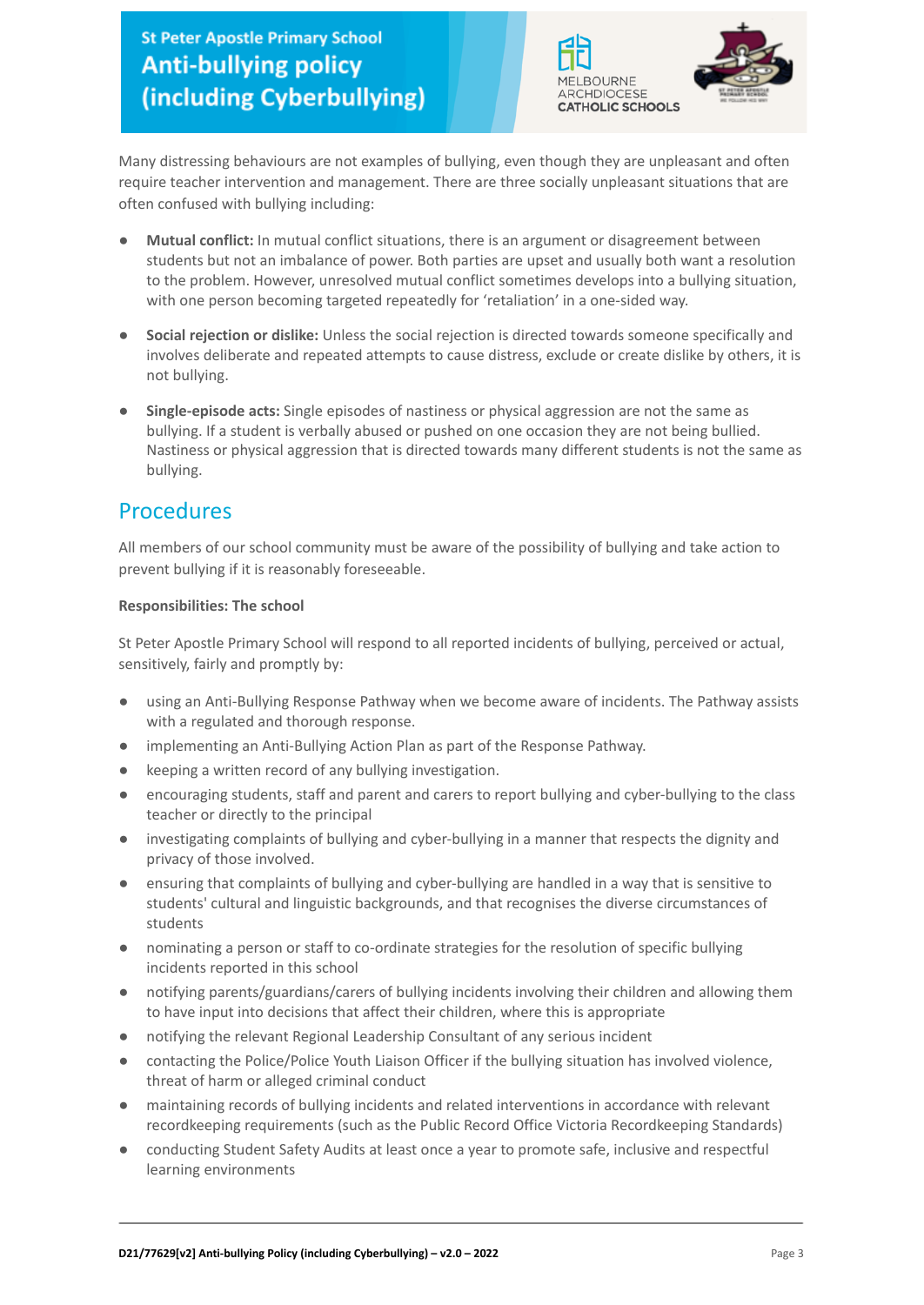Many distressing behaviours are not examples of bullying, even though they are unpleasant and often require teacher intervention and management. There are three socially unpleasant situations that are often confused with bullying including:

- **Mutual conflict:** In mutual conflict situations, there is an argument or disagreement between students but not an imbalance of power. Both parties are upset and usually both want a resolution to the problem. However, unresolved mutual conflict sometimes develops into a bullying situation, with one person becoming targeted repeatedly for 'retaliation' in a one-sided way.
- **Social rejection or dislike:** Unless the social rejection is directed towards someone specifically and involves deliberate and repeated attempts to cause distress, exclude or create dislike by others, it is not bullying.
- **Single-episode acts:** Single episodes of nastiness or physical aggression are not the same as bullying. If a student is verbally abused or pushed on one occasion they are not being bullied. Nastiness or physical aggression that is directed towards many different students is not the same as bullying.

## Procedures

All members of our school community must be aware of the possibility of bullying and take action to prevent bullying if it is reasonably foreseeable.

**Responsibilities: The school**

St Peter Apostle Primary School will respond to all reported incidents of bullying, perceived or actual, sensitively, fairly and promptly by:

- using an Anti-Bullying Response Pathway when we become aware of incidents. The Pathway assists with a regulated and thorough response.
- implementing an Anti-Bullying Action Plan as part of the Response Pathway.
- keeping a written record of any bullying investigation.
- encouraging students, staff and parent and carers to report bullying and cyber-bullying to the class teacher or directly to the principal
- investigating complaints of bullying and cyber-bullying in a manner that respects the dignity and privacy of those involved.
- ensuring that complaints of bullying and cyber-bullying are handled in a way that is sensitive to students' cultural and linguistic backgrounds, and that recognises the diverse circumstances of students
- nominating a person or staff to co-ordinate strategies for the resolution of specific bullying incidents reported in this school
- notifying parents/guardians/carers of bullying incidents involving their children and allowing them to have input into decisions that affect their children, where this is appropriate
- notifying the relevant Regional Leadership Consultant of any serious incident
- contacting the Police/Police Youth Liaison Officer if the bullying situation has involved violence, threat of harm or alleged criminal conduct
- maintaining records of bullying incidents and related interventions in accordance with relevant recordkeeping requirements (such as the Public Record Office Victoria Recordkeeping Standards)
- conducting Student Safety Audits at least once a year to promote safe, inclusive and respectful learning environments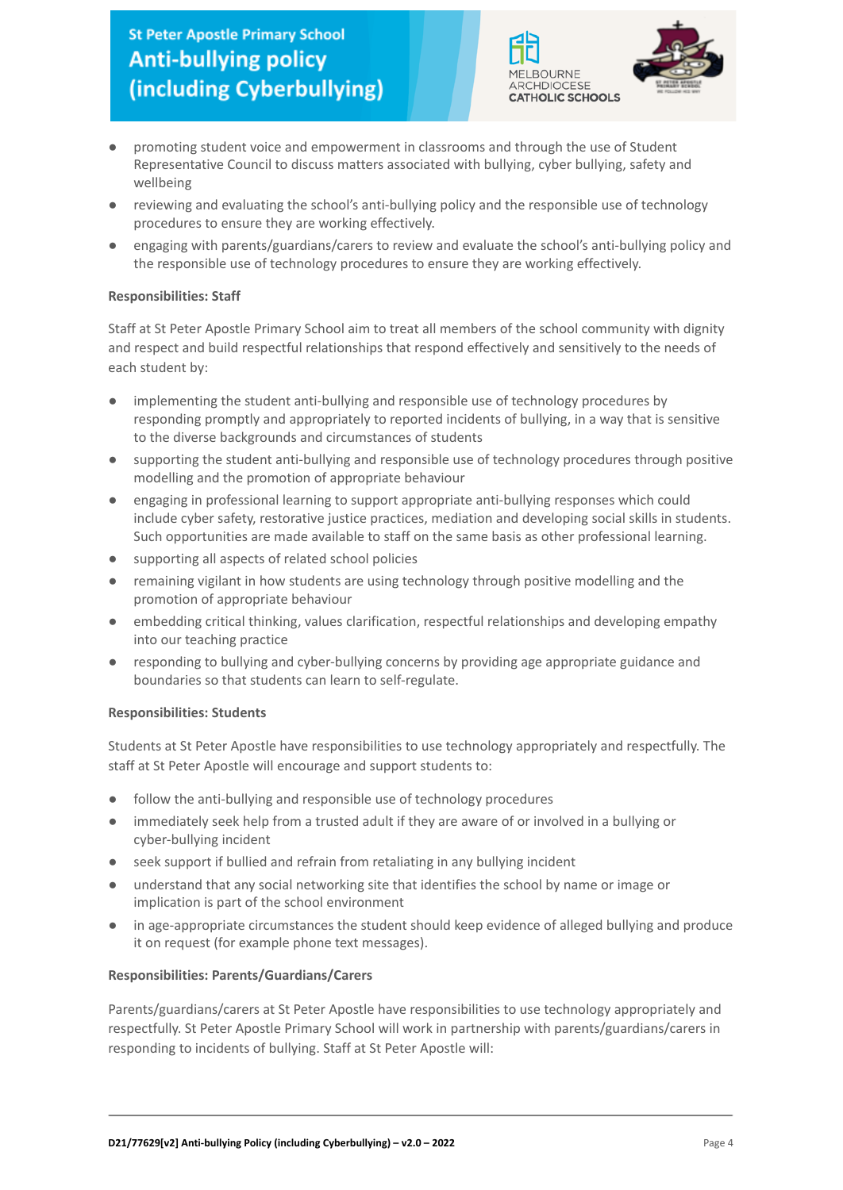- promoting student voice and empowerment in classrooms and through the use of Student Representative Council to discuss matters associated with bullying, cyber bullying, safety and wellbeing
- reviewing and evaluating the school's anti-bullying policy and the responsible use of technology procedures to ensure they are working effectively.
- engaging with parents/guardians/carers to review and evaluate the school's anti-bullying policy and the responsible use of technology procedures to ensure they are working effectively.

**Responsibilities: Staff**

Staff at St Peter Apostle Primary School aim to treat all members of the school community with dignity and respect and build respectful relationships that respond effectively and sensitively to the needs of each student by:

- implementing the student anti-bullying and responsible use of technology procedures by responding promptly and appropriately to reported incidents of bullying, in a way that is sensitive to the diverse backgrounds and circumstances of students
- supporting the student anti-bullying and responsible use of technology procedures through positive modelling and the promotion of appropriate behaviour
- engaging in professional learning to support appropriate anti-bullying responses which could include cyber safety, restorative justice practices, mediation and developing social skills in students. Such opportunities are made available to staff on the same basis as other professional learning.
- supporting all aspects of related school policies
- remaining vigilant in how students are using technology through positive modelling and the promotion of appropriate behaviour
- embedding critical thinking, values clarification, respectful relationships and developing empathy into our teaching practice
- responding to bullying and cyber-bullying concerns by providing age appropriate guidance and boundaries so that students can learn to self-regulate.

**Responsibilities: Students**

Students at St Peter Apostle have responsibilities to use technology appropriately and respectfully. The staff at St Peter Apostle will encourage and support students to:

- follow the anti-bullying and responsible use of technology procedures
- immediately seek help from a trusted adult if they are aware of or involved in a bullying or cyber-bullying incident
- seek support if bullied and refrain from retaliating in any bullying incident
- understand that any social networking site that identifies the school by name or image or implication is part of the school environment
- in age-appropriate circumstances the student should keep evidence of alleged bullying and produce it on request (for example phone text messages).

**Responsibilities: Parents/Guardians/Carers**

Parents/guardians/carers at St Peter Apostle have responsibilities to use technology appropriately and respectfully. St Peter Apostle Primary School will work in partnership with parents/guardians/carers in responding to incidents of bullying. Staff at St Peter Apostle will: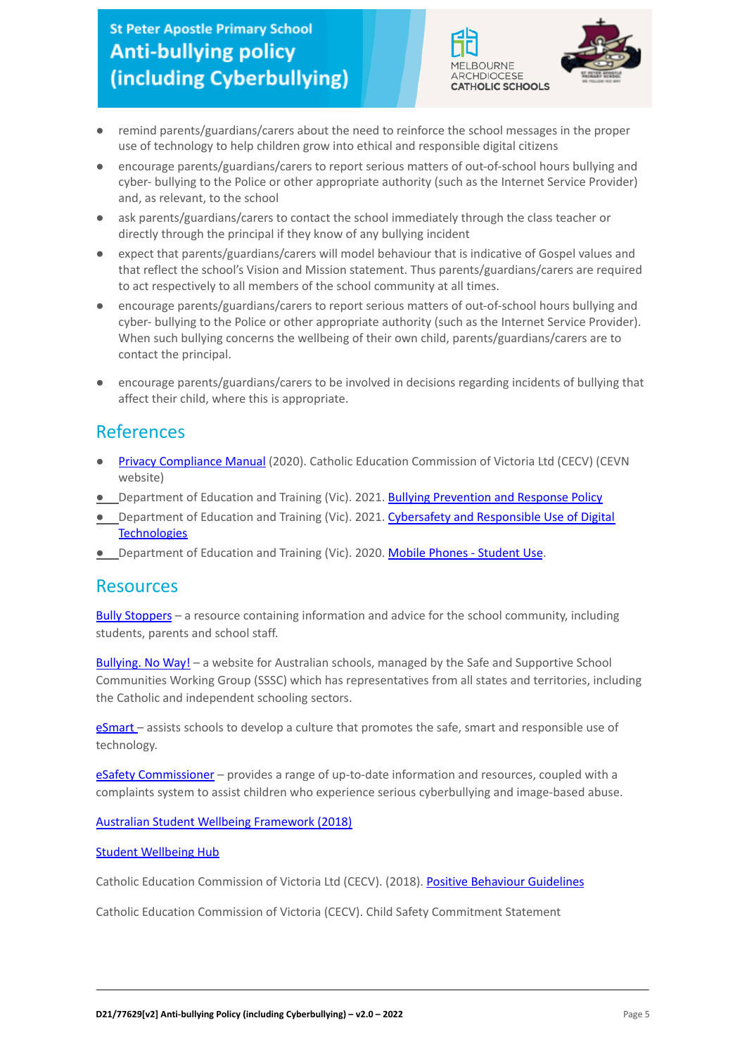- remind parents/guardians/carers about the need to reinforce the school messages in the proper use of technology to help children grow into ethical and responsible digital citizens
- encourage parents/guardians/carers to report serious matters of out-of-school hours bullying and cyber- bullying to the Police or other appropriate authority (such as the Internet Service Provider) and, as relevant, to the school
- ask parents/guardians/carers to contact the school immediately through the class teacher or directly through the principal if they know of any bullying incident
- expect that parents/guardians/carers will model behaviour that is indicative of Gospel values and that reflect the school's Vision and Mission statement. Thus parents/guardians/carers are required to act respectively to all members of the school community at all times.
- encourage parents/guardians/carers to report serious matters of out-of-school hours bullying and cyber- bullying to the Police or other appropriate authority (such as the Internet Service Provider). When such bullying concerns the wellbeing of their own child, parents/guardians/carers are to contact the principal.
- encourage parents/guardians/carers to be involved in decisions regarding incidents of bullying that affect their child, where this is appropriate.

## References

- Privacy Compliance Manual (2020). Catholic Education Commission of Victoria Ltd (CECV) (CEVN website)
- Department of Education and Training (Vic). 2021. Bullying Prevention and Response Policy
- Department of Education and Training (Vic). 2021. Cybersafety and Responsible Use of Digital Technologies
- Department of Education and Training (Vic). 2020. Mobile Phones - Student Use.

## Resources

Bully Stoppers – a resource containing information and advice for the school community, including students, parents and school staff.

Bullying. No Way! – a website for Australian schools, managed by the Safe and Supportive School Communities Working Group (SSSC) which has representatives from all states and territories, including the Catholic and independent schooling sectors.

eSmart – assists schools to develop a culture that promotes the safe, smart and responsible use of technology.

eSafety Commissioner – provides a range of up-to-date information and resources, coupled with a complaints system to assist children who experience serious cyberbullying and image-based abuse.

Australian Student Wellbeing Framework (2018)

Student Wellbeing Hub

Catholic Education Commission of Victoria Ltd (CECV). (2018). Positive Behaviour Guidelines

Catholic Education Commission of Victoria (CECV). Child Safety Commitment Statement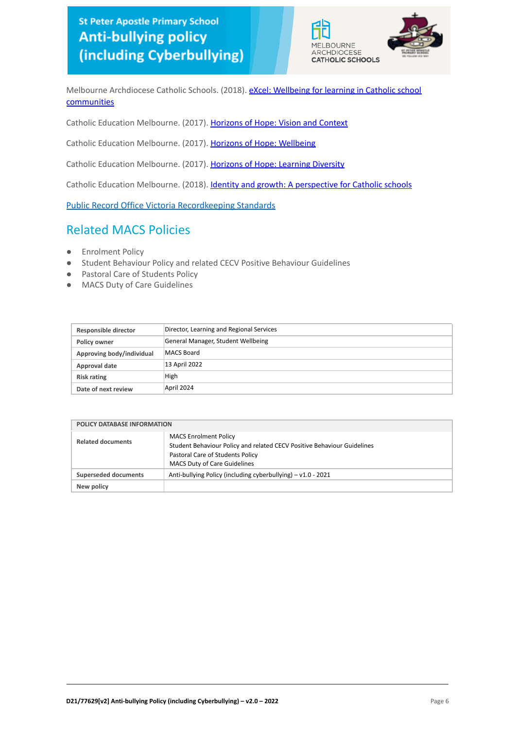Melbourne Archdiocese Catholic Schools. (2018). eXcel: Wellbeing for learning in Catholic school communities

Catholic Education Melbourne. (2017). Horizons of Hope: Vision and Context

Catholic Education Melbourne. (2017). Horizons of Hope: Wellbeing

Catholic Education Melbourne. (2017). Horizons of Hope: Learning Diversity

Catholic Education Melbourne. (2018). Identity and growth: A perspective for Catholic schools

Public Record Office Victoria Recordkeeping Standards

## Related MACS Policies

- Enrolment Policy
- Student Behaviour Policy and related CECV Positive Behaviour Guidelines
- Pastoral Care of Students Policy
- MACS Duty of Care Guidelines

| | |
|---|---|
| **Responsible director** | Director, Learning and Regional Services |
| **Policy owner** | General Manager, Student Wellbeing |
| **Approving body/individual** | MACS Board |
| **Approval date** | 13 April 2022 |
| **Risk rating** | High |
| **Date of next review** | April 2024 |

| **POLICY DATABASE INFORMATION** | |
|---|---|
| **Related documents** | MACS Enrolment Policy<br>Student Behaviour Policy and related CECV Positive Behaviour Guidelines<br>Pastoral Care of Students Policy<br>MACS Duty of Care Guidelines |
| **Superseded documents** | Anti-bullying Policy (including cyberbullying) – v1.0 - 2021 |
| **New policy** | |